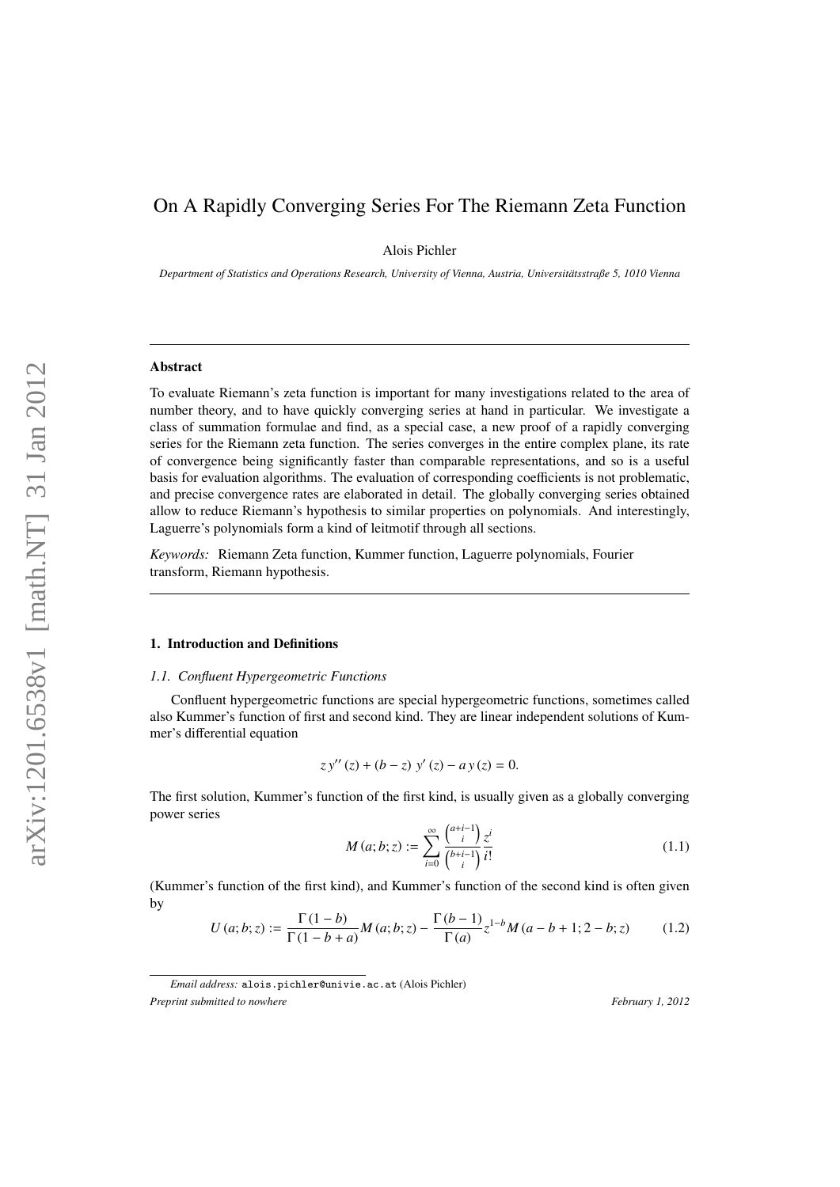# On A Rapidly Converging Series For The Riemann Zeta Function

Alois Pichler

*Department of Statistics and Operations Research, University of Vienna, Austria, Universitätsstraße 5, 1010 Vienna*

---

## Abstract

To evaluate Riemann's zeta function is important for many investigations related to the area of number theory, and to have quickly converging series at hand in particular. We investigate a class of summation formulae and find, as a special case, a new proof of a rapidly converging series for the Riemann zeta function. The series converges in the entire complex plane, its rate of convergence being significantly faster than comparable representations, and so is a useful basis for evaluation algorithms. The evaluation of corresponding coefficients is not problematic, and precise convergence rates are elaborated in detail. The globally converging series obtained allow to reduce Riemann's hypothesis to similar properties on polynomials. And interestingly, Laguerre's polynomials form a kind of leitmotif through all sections.

*Keywords:* Riemann Zeta function, Kummer function, Laguerre polynomials, Fourier transform, Riemann hypothesis.

---

## 1. Introduction and Definitions

### 1.1. Confluent Hypergeometric Functions

Confluent hypergeometric functions are special hypergeometric functions, sometimes called also Kummer's function of first and second kind. They are linear independent solutions of Kummer's differential equation

$$z\,y''(z) + (b - z)\,y'(z) - a\,y(z) = 0.$$

The first solution, Kummer's function of the first kind, is usually given as a globally converging power series

$$M(a; b; z) := \sum_{i=0}^{\infty} \frac{\binom{a+i-1}{i}}{\binom{b+i-1}{i}} \frac{z^i}{i!} \tag{1.1}$$

(Kummer's function of the first kind), and Kummer's function of the second kind is often given by

$$U(a; b; z) := \frac{\Gamma(1-b)}{\Gamma(1-b+a)} M(a; b; z) - \frac{\Gamma(b-1)}{\Gamma(a)} z^{1-b} M(a-b+1; 2-b; z) \tag{1.2}$$

---

*Email address:* alois.pichler@univie.ac.at (Alois Pichler)

*Preprint submitted to nowhere* *February 1, 2012*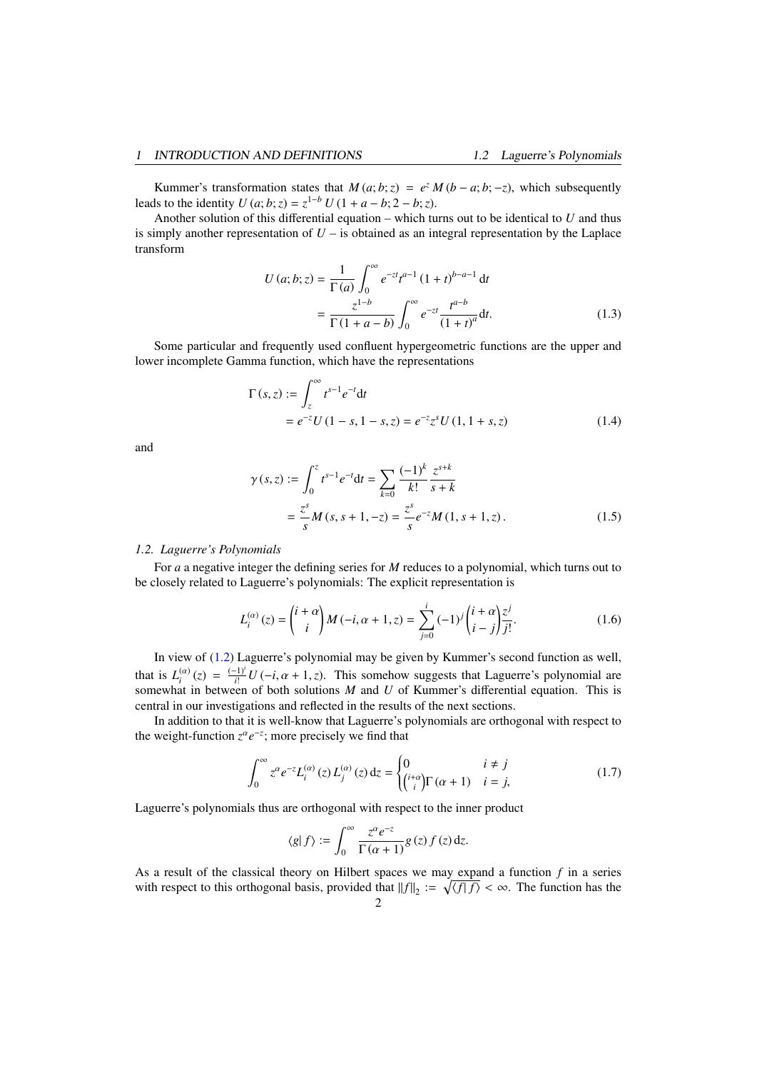Kummer's transformation states that $M(a;b;z) = e^z M(b-a;b;-z)$, which subsequently leads to the identity $U(a;b;z) = z^{1-b}\,U(1+a-b;2-b;z)$.

Another solution of this differential equation – which turns out to be identical to $U$ and thus is simply another representation of $U$ – is obtained as an integral representation by the Laplace transform

$$
\begin{aligned}
U(a;b;z) &= \frac{1}{\Gamma(a)} \int_0^\infty e^{-zt} t^{a-1} (1+t)^{b-a-1}\, \mathrm{d}t \\
&= \frac{z^{1-b}}{\Gamma(1+a-b)} \int_0^\infty e^{-zt} \frac{t^{a-b}}{(1+t)^a} \mathrm{d}t.
\end{aligned}
\tag{1.3}
$$

Some particular and frequently used confluent hypergeometric functions are the upper and lower incomplete Gamma function, which have the representations

$$
\begin{aligned}
\Gamma(s,z) &:= \int_z^\infty t^{s-1} e^{-t} \mathrm{d}t \\
&= e^{-z} U(1-s, 1-s, z) = e^{-z} z^s U(1, 1+s, z)
\end{aligned}
\tag{1.4}
$$

and

$$
\begin{aligned}
\gamma(s,z) &:= \int_0^z t^{s-1} e^{-t} \mathrm{d}t = \sum_{k=0} \frac{(-1)^k}{k!} \frac{z^{s+k}}{s+k} \\
&= \frac{z^s}{s} M(s, s+1, -z) = \frac{z^s}{s} e^{-z} M(1, s+1, z).
\end{aligned}
\tag{1.5}
$$

### *1.2. Laguerre's Polynomials*

For $a$ a negative integer the defining series for $M$ reduces to a polynomial, which turns out to be closely related to Laguerre's polynomials: The explicit representation is

$$
L_i^{(\alpha)}(z) = \binom{i+\alpha}{i} M(-i, \alpha+1, z) = \sum_{j=0}^{i} (-1)^j \binom{i+\alpha}{i-j} \frac{z^j}{j!}.
\tag{1.6}
$$

In view of (1.2) Laguerre's polynomial may be given by Kummer's second function as well, that is $L_i^{(\alpha)}(z) = \frac{(-1)^i}{i!} U(-i, \alpha+1, z)$. This somehow suggests that Laguerre's polynomial are somewhat in between of both solutions $M$ and $U$ of Kummer's differential equation. This is central in our investigations and reflected in the results of the next sections.

In addition to that it is well-know that Laguerre's polynomials are orthogonal with respect to the weight-function $z^\alpha e^{-z}$; more precisely we find that

$$
\int_0^\infty z^\alpha e^{-z} L_i^{(\alpha)}(z)\, L_j^{(\alpha)}(z)\, \mathrm{d}z = \begin{cases} 0 & i \neq j \\ \binom{i+\alpha}{i} \Gamma(\alpha+1) & i = j, \end{cases}
\tag{1.7}
$$

Laguerre's polynomials thus are orthogonal with respect to the inner product

$$
\langle g | f \rangle := \int_0^\infty \frac{z^\alpha e^{-z}}{\Gamma(\alpha+1)} g(z)\, f(z)\, \mathrm{d}z.
$$

As a result of the classical theory on Hilbert spaces we may expand a function $f$ in a series with respect to this orthogonal basis, provided that $\|f\|_2 := \sqrt{\langle f | f \rangle} < \infty$. The function has the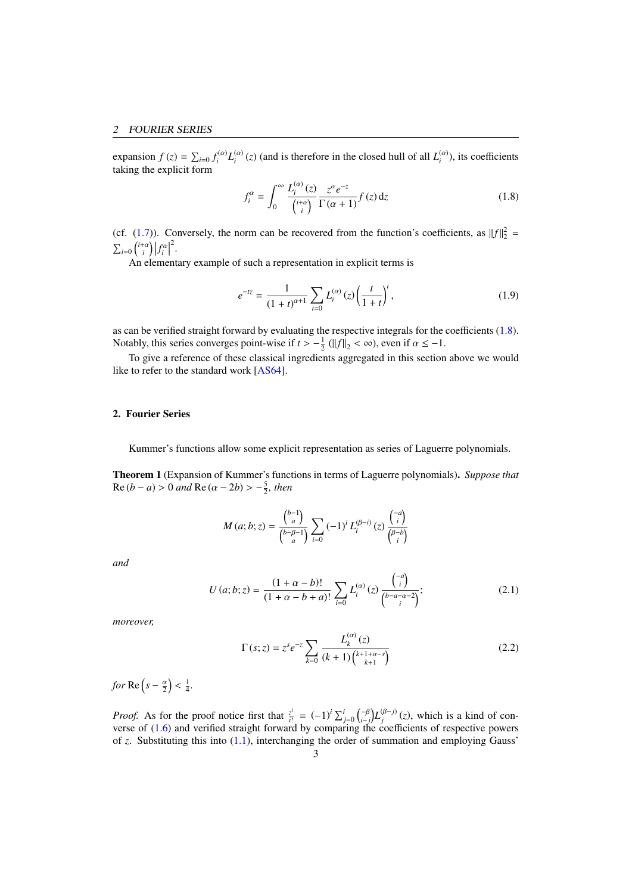expansion $f(z) = \sum_{i=0} f_i^{(\alpha)} L_i^{(\alpha)}(z)$ (and is therefore in the closed hull of all $L_i^{(\alpha)}$), its coefficients taking the explicit form

$$f_i^{\alpha} = \int_0^{\infty} \frac{L_i^{(\alpha)}(z)}{\binom{i+\alpha}{i}} \frac{z^{\alpha} e^{-z}}{\Gamma(\alpha+1)} f(z) \, \mathrm{d}z \tag{1.8}$$

(cf. (1.7)). Conversely, the norm can be recovered from the function's coefficients, as $\|f\|_2^2 = \sum_{i=0} \binom{i+\alpha}{i} \left|f_i^{\alpha}\right|^2$.

An elementary example of such a representation in explicit terms is

$$e^{-tz} = \frac{1}{(1+t)^{\alpha+1}} \sum_{i=0} L_i^{(\alpha)}(z) \left(\frac{t}{1+t}\right)^i, \tag{1.9}$$

as can be verified straight forward by evaluating the respective integrals for the coefficients (1.8). Notably, this series converges point-wise if $t > -\frac{1}{2}$ ($\|f\|_2 < \infty$), even if $\alpha \leq -1$.

To give a reference of these classical ingredients aggregated in this section above we would like to refer to the standard work [AS64].

## 2. Fourier Series

Kummer's functions allow some explicit representation as series of Laguerre polynomials.

**Theorem 1** (Expansion of Kummer's functions in terms of Laguerre polynomials)**.** *Suppose that* $\operatorname{Re}(b-a) > 0$ *and* $\operatorname{Re}(\alpha - 2b) > -\frac{5}{2}$*, then*

$$M(a;b;z) = \frac{\binom{b-1}{a}}{\binom{b-\beta-1}{a}} \sum_{i=0} (-1)^i L_i^{(\beta-i)}(z) \frac{\binom{-a}{i}}{\binom{\beta-b}{i}}$$

*and*

$$U(a;b;z) = \frac{(1+\alpha-b)!}{(1+\alpha-b+a)!} \sum_{i=0} L_i^{(\alpha)}(z) \frac{\binom{-a}{i}}{\binom{b-a-\alpha-2}{i}}; \tag{2.1}$$

*moreover,*

$$\Gamma(s;z) = z^s e^{-z} \sum_{k=0} \frac{L_k^{(\alpha)}(z)}{(k+1)\binom{k+1+\alpha-s}{k+1}} \tag{2.2}$$

*for* $\operatorname{Re}\left(s - \frac{\alpha}{2}\right) < \frac{1}{4}$.

*Proof.* As for the proof notice first that $\frac{z^i}{i!} = (-1)^i \sum_{j=0}^{i} \binom{-\beta}{i-j} L_j^{(\beta-j)}(z)$, which is a kind of converse of (1.6) and verified straight forward by comparing the coefficients of respective powers of $z$. Substituting this into (1.1), interchanging the order of summation and employing Gauss'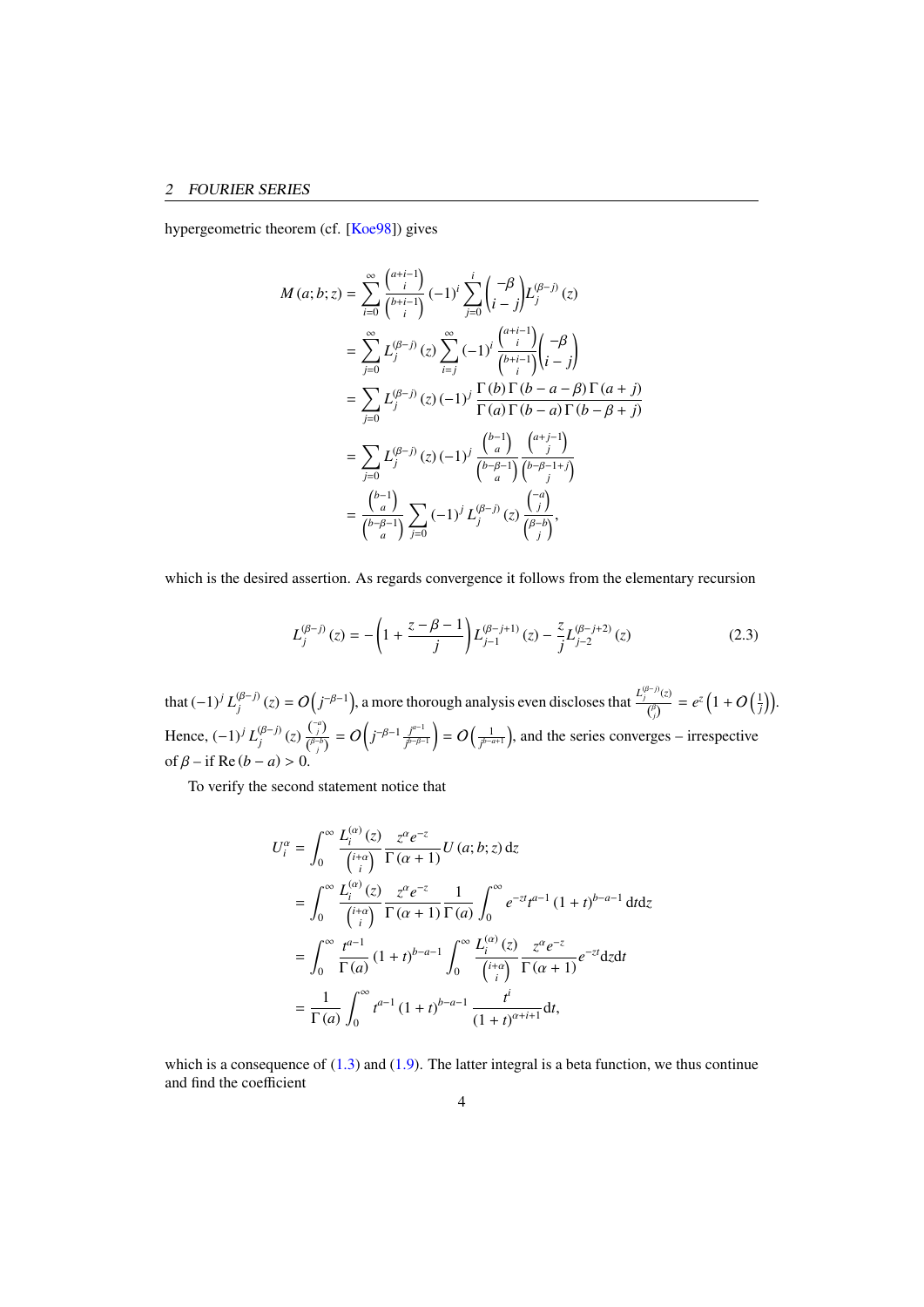hypergeometric theorem (cf. [Koe98]) gives

$$
\begin{aligned}
M(a;b;z) &= \sum_{i=0}^{\infty} \frac{\binom{a+i-1}{i}}{\binom{b+i-1}{i}} (-1)^i \sum_{j=0}^{i} \binom{-\beta}{i-j} L_j^{(\beta-j)}(z) \\
&= \sum_{j=0}^{\infty} L_j^{(\beta-j)}(z) \sum_{i=j}^{\infty} (-1)^i \frac{\binom{a+i-1}{i}}{\binom{b+i-1}{i}} \binom{-\beta}{i-j} \\
&= \sum_{j=0} L_j^{(\beta-j)}(z) (-1)^j \frac{\Gamma(b)\Gamma(b-a-\beta)\Gamma(a+j)}{\Gamma(a)\Gamma(b-a)\Gamma(b-\beta+j)} \\
&= \sum_{j=0} L_j^{(\beta-j)}(z) (-1)^j \frac{\binom{b-1}{a}}{\binom{b-\beta-1}{a}} \frac{\binom{a+j-1}{j}}{\binom{b-\beta-1+j}{j}} \\
&= \frac{\binom{b-1}{a}}{\binom{b-\beta-1}{a}} \sum_{j=0} (-1)^j L_j^{(\beta-j)}(z) \frac{\binom{-a}{j}}{\binom{\beta-b}{j}},
\end{aligned}
$$

which is the desired assertion. As regards convergence it follows from the elementary recursion

$$
L_j^{(\beta-j)}(z) = -\left(1 + \frac{z-\beta-1}{j}\right) L_{j-1}^{(\beta-j+1)}(z) - \frac{z}{j} L_{j-2}^{(\beta-j+2)}(z) \tag{2.3}
$$

that $(-1)^j L_j^{(\beta-j)}(z) = O\left(j^{-\beta-1}\right)$, a more thorough analysis even discloses that $\frac{L_j^{(\beta-j)}(z)}{\binom{\beta}{j}} = e^z \left(1 + O\left(\frac{1}{j}\right)\right)$. Hence, $(-1)^j L_j^{(\beta-j)}(z) \frac{\binom{-a}{j}}{\binom{\beta-b}{j}} = O\left(j^{-\beta-1} \frac{j^{a-1}}{j^{b-\beta-1}}\right) = O\left(\frac{1}{j^{b-a+1}}\right)$, and the series converges – irrespective of $\beta$ – if $\mathrm{Re}(b-a) > 0$.

To verify the second statement notice that

$$
\begin{aligned}
U_i^\alpha &= \int_0^\infty \frac{L_i^{(\alpha)}(z)}{\binom{i+\alpha}{i}} \frac{z^\alpha e^{-z}}{\Gamma(\alpha+1)} U(a;b;z)\,\mathrm{d}z \\
&= \int_0^\infty \frac{L_i^{(\alpha)}(z)}{\binom{i+\alpha}{i}} \frac{z^\alpha e^{-z}}{\Gamma(\alpha+1)} \frac{1}{\Gamma(a)} \int_0^\infty e^{-zt} t^{a-1} (1+t)^{b-a-1}\,\mathrm{d}t\mathrm{d}z \\
&= \int_0^\infty \frac{t^{a-1}}{\Gamma(a)} (1+t)^{b-a-1} \int_0^\infty \frac{L_i^{(\alpha)}(z)}{\binom{i+\alpha}{i}} \frac{z^\alpha e^{-z}}{\Gamma(\alpha+1)} e^{-zt}\,\mathrm{d}z\mathrm{d}t \\
&= \frac{1}{\Gamma(a)} \int_0^\infty t^{a-1} (1+t)^{b-a-1} \frac{t^i}{(1+t)^{\alpha+i+1}}\,\mathrm{d}t,
\end{aligned}
$$

which is a consequence of (1.3) and (1.9). The latter integral is a beta function, we thus continue and find the coefficient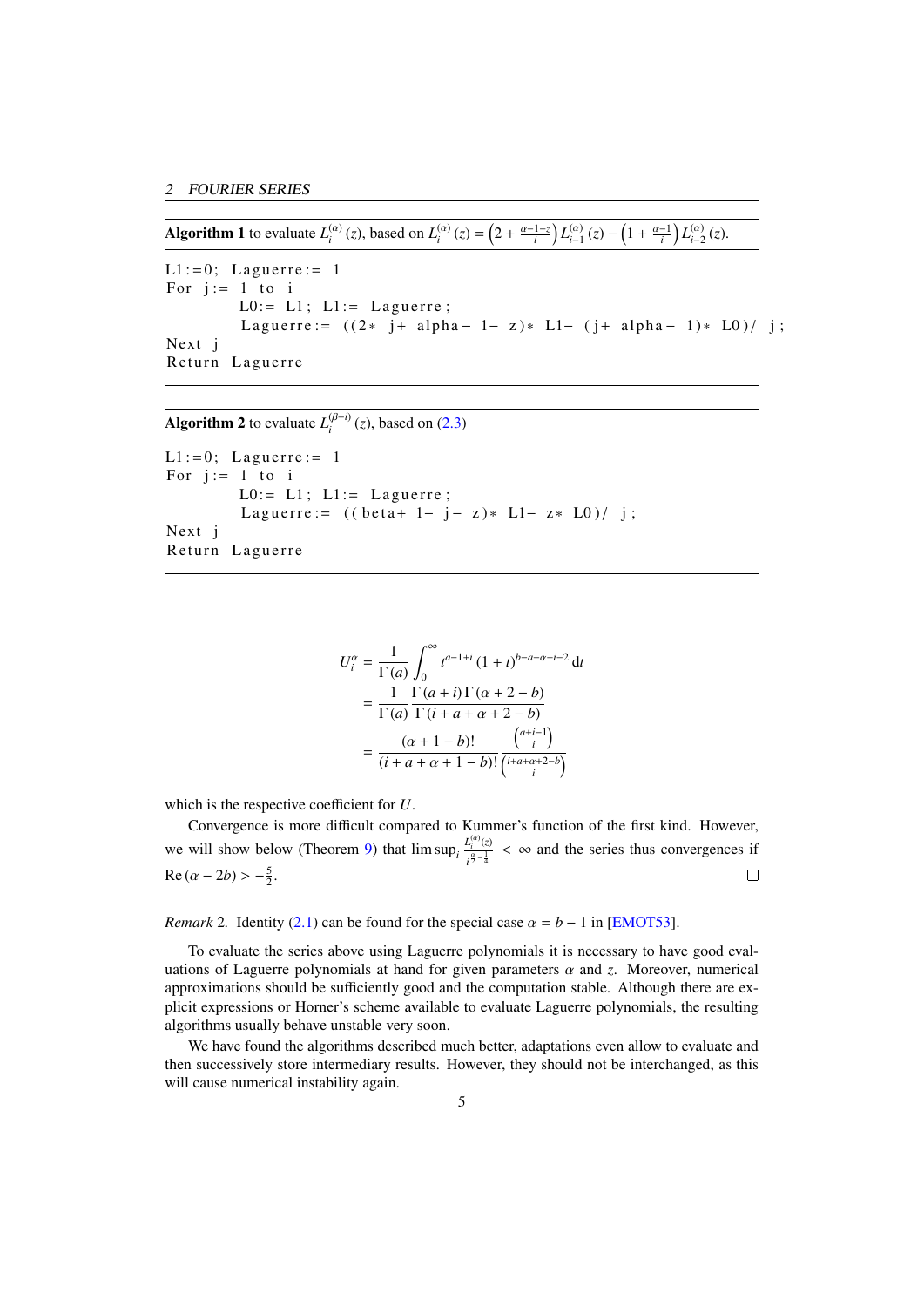**Algorithm 1** to evaluate $L_i^{(\alpha)}(z)$, based on $L_i^{(\alpha)}(z) = \left(2 + \frac{\alpha-1-z}{i}\right) L_{i-1}^{(\alpha)}(z) - \left(1 + \frac{\alpha-1}{i}\right) L_{i-2}^{(\alpha)}(z)$.

```
L1:=0; Laguerre:= 1
For j:= 1 to i
        L0:= L1; L1:= Laguerre;
        Laguerre:= ((2* j+ alpha- 1- z)* L1- (j+ alpha- 1)* L0)/ j;
Next j
Return Laguerre
```

**Algorithm 2** to evaluate $L_i^{(\beta-i)}(z)$, based on (2.3)

```
L1:=0; Laguerre:= 1
For j:= 1 to i
        L0:= L1; L1:= Laguerre;
        Laguerre:= ((beta+ 1- j- z)* L1- z* L0)/ j;
Next j
Return Laguerre
```

$$
\begin{aligned}
U_i^\alpha &= \frac{1}{\Gamma(a)} \int_0^\infty t^{a-1+i} (1+t)^{b-a-\alpha-i-2} \, \mathrm{d}t \\
&= \frac{1}{\Gamma(a)} \frac{\Gamma(a+i)\Gamma(\alpha+2-b)}{\Gamma(i+a+\alpha+2-b)} \\
&= \frac{(\alpha+1-b)!}{(i+a+\alpha+1-b)!} \frac{\binom{a+i-1}{i}}{\binom{i+a+\alpha+2-b}{i}}
\end{aligned}
$$

which is the respective coefficient for $U$.

Convergence is more difficult compared to Kummer's function of the first kind. However, we will show below (Theorem 9) that $\limsup_i \frac{L_i^{(\alpha)}(z)}{i^{\frac{\alpha}{2}-\frac{1}{4}}} < \infty$ and the series thus convergences if $\operatorname{Re}(\alpha - 2b) > -\frac{5}{2}$. □

*Remark* 2*.* Identity (2.1) can be found for the special case $\alpha = b - 1$ in [EMOT53].

To evaluate the series above using Laguerre polynomials it is necessary to have good evaluations of Laguerre polynomials at hand for given parameters $\alpha$ and $z$. Moreover, numerical approximations should be sufficiently good and the computation stable. Although there are explicit expressions or Horner's scheme available to evaluate Laguerre polynomials, the resulting algorithms usually behave unstable very soon.

We have found the algorithms described much better, adaptations even allow to evaluate and then successively store intermediary results. However, they should not be interchanged, as this will cause numerical instability again.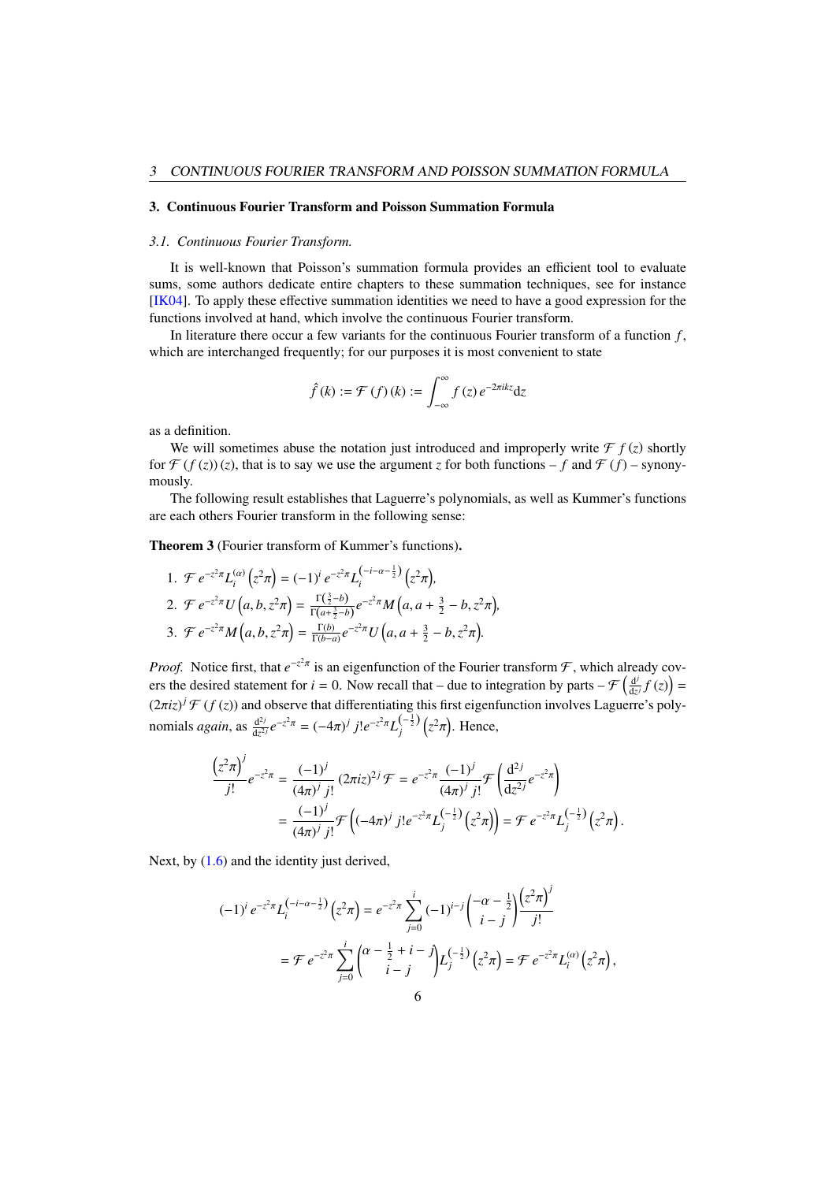## 3. Continuous Fourier Transform and Poisson Summation Formula

### 3.1. Continuous Fourier Transform.

It is well-known that Poisson's summation formula provides an efficient tool to evaluate sums, some authors dedicate entire chapters to these summation techniques, see for instance [IK04]. To apply these effective summation identities we need to have a good expression for the functions involved at hand, which involve the continuous Fourier transform.

In literature there occur a few variants for the continuous Fourier transform of a function $f$, which are interchanged frequently; for our purposes it is most convenient to state

$$\hat{f}(k) := \mathcal{F}(f)(k) := \int_{-\infty}^{\infty} f(z)\, e^{-2\pi i k z} \mathrm{d}z$$

as a definition.

We will sometimes abuse the notation just introduced and improperly write $\mathcal{F} f(z)$ shortly for $\mathcal{F}(f(z))(z)$, that is to say we use the argument $z$ for both functions – $f$ and $\mathcal{F}(f)$ – synonymously.

The following result establishes that Laguerre's polynomials, as well as Kummer's functions are each others Fourier transform in the following sense:

**Theorem 3** (Fourier transform of Kummer's functions)**.**

1. $\mathcal{F}\, e^{-z^2\pi} L_i^{(\alpha)}\left(z^2\pi\right) = (-1)^i\, e^{-z^2\pi} L_i^{\left(-i-\alpha-\frac{1}{2}\right)}\left(z^2\pi\right)$,
2. $\mathcal{F}\, e^{-z^2\pi} U\left(a, b, z^2\pi\right) = \frac{\Gamma\left(\frac{3}{2}-b\right)}{\Gamma\left(a+\frac{3}{2}-b\right)} e^{-z^2\pi} M\left(a, a+\frac{3}{2}-b, z^2\pi\right)$,
3. $\mathcal{F}\, e^{-z^2\pi} M\left(a, b, z^2\pi\right) = \frac{\Gamma(b)}{\Gamma(b-a)} e^{-z^2\pi} U\left(a, a+\frac{3}{2}-b, z^2\pi\right)$.

*Proof.* Notice first, that $e^{-z^2\pi}$ is an eigenfunction of the Fourier transform $\mathcal{F}$, which already covers the desired statement for $i = 0$. Now recall that – due to integration by parts – $\mathcal{F}\left(\frac{\mathrm{d}^j}{\mathrm{d}z^j} f(z)\right) = (2\pi i z)^j\, \mathcal{F}(f(z))$ and observe that differentiating this first eigenfunction involves Laguerre's polynomials *again*, as $\frac{\mathrm{d}^{2j}}{\mathrm{d}z^{2j}} e^{-z^2\pi} = (-4\pi)^j\, j!\, e^{-z^2\pi} L_j^{\left(-\frac{1}{2}\right)}\left(z^2\pi\right)$. Hence,

$$\begin{aligned}
\frac{\left(z^2\pi\right)^j}{j!} e^{-z^2\pi} &= \frac{(-1)^j}{(4\pi)^j\, j!} (2\pi i z)^{2j}\, \mathcal{F} = e^{-z^2\pi} \frac{(-1)^j}{(4\pi)^j\, j!} \mathcal{F}\left(\frac{\mathrm{d}^{2j}}{\mathrm{d}z^{2j}} e^{-z^2\pi}\right) \\
&= \frac{(-1)^j}{(4\pi)^j\, j!} \mathcal{F}\left((-4\pi)^j\, j!\, e^{-z^2\pi} L_j^{\left(-\frac{1}{2}\right)}\left(z^2\pi\right)\right) = \mathcal{F}\, e^{-z^2\pi} L_j^{\left(-\frac{1}{2}\right)}\left(z^2\pi\right).
\end{aligned}$$

Next, by (1.6) and the identity just derived,

$$\begin{aligned}
(-1)^i\, e^{-z^2\pi} L_i^{\left(-i-\alpha-\frac{1}{2}\right)}\left(z^2\pi\right) &= e^{-z^2\pi} \sum_{j=0}^{i} (-1)^{i-j} \binom{-\alpha-\frac{1}{2}}{i-j} \frac{\left(z^2\pi\right)^j}{j!} \\
&= \mathcal{F}\, e^{-z^2\pi} \sum_{j=0}^{i} \binom{\alpha-\frac{1}{2}+i-j}{i-j} L_j^{\left(-\frac{1}{2}\right)}\left(z^2\pi\right) = \mathcal{F}\, e^{-z^2\pi} L_i^{(\alpha)}\left(z^2\pi\right),
\end{aligned}$$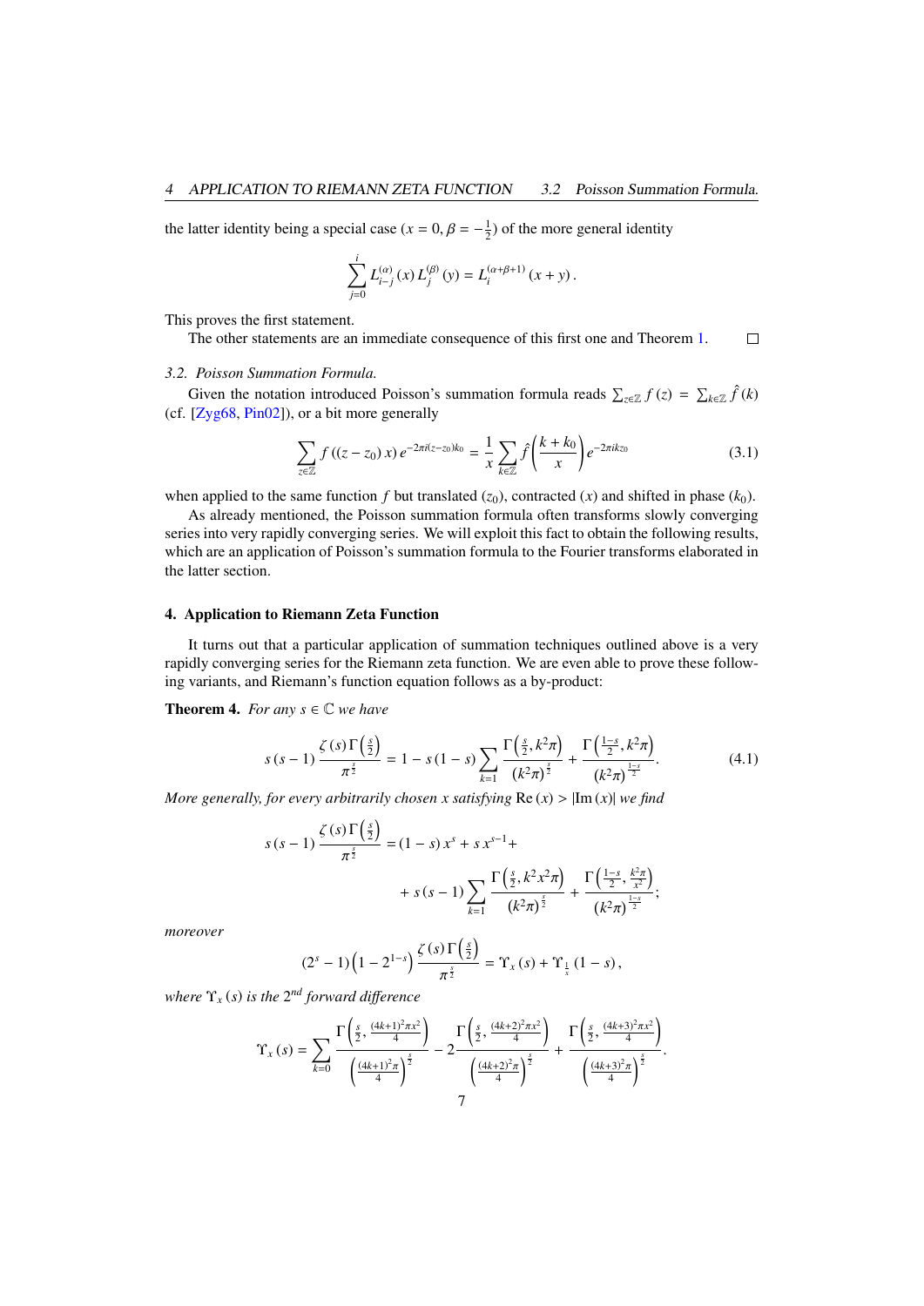the latter identity being a special case ($x = 0, \beta = -\frac{1}{2}$) of the more general identity

$$\sum_{j=0}^{i} L_{i-j}^{(\alpha)}(x)\, L_j^{(\beta)}(y) = L_i^{(\alpha+\beta+1)}(x+y)\,.$$

This proves the first statement.

The other statements are an immediate consequence of this first one and Theorem 1. □

*3.2. Poisson Summation Formula.*

Given the notation introduced Poisson's summation formula reads $\sum_{z\in\mathbb{Z}} f(z) = \sum_{k\in\mathbb{Z}} \hat{f}(k)$ (cf. [Zyg68, Pin02]), or a bit more generally

$$\sum_{z\in\mathbb{Z}} f\left((z-z_0)\,x\right) e^{-2\pi i (z-z_0)k_0} = \frac{1}{x}\sum_{k\in\mathbb{Z}} \hat{f}\left(\frac{k+k_0}{x}\right) e^{-2\pi i k z_0} \tag{3.1}$$

when applied to the same function $f$ but translated ($z_0$), contracted ($x$) and shifted in phase ($k_0$).

As already mentioned, the Poisson summation formula often transforms slowly converging series into very rapidly converging series. We will exploit this fact to obtain the following results, which are an application of Poisson's summation formula to the Fourier transforms elaborated in the latter section.

## 4. Application to Riemann Zeta Function

It turns out that a particular application of summation techniques outlined above is a very rapidly converging series for the Riemann zeta function. We are even able to prove these following variants, and Riemann's function equation follows as a by-product:

**Theorem 4.** *For any $s \in \mathbb{C}$ we have*

$$s(s-1)\frac{\zeta(s)\,\Gamma\left(\frac{s}{2}\right)}{\pi^{\frac{s}{2}}} = 1 - s(1-s)\sum_{k=1}\frac{\Gamma\left(\frac{s}{2}, k^2\pi\right)}{\left(k^2\pi\right)^{\frac{s}{2}}} + \frac{\Gamma\left(\frac{1-s}{2}, k^2\pi\right)}{\left(k^2\pi\right)^{\frac{1-s}{2}}}. \tag{4.1}$$

*More generally, for every arbitrarily chosen $x$ satisfying $\operatorname{Re}(x) > |\operatorname{Im}(x)|$ we find*

$$\begin{aligned} s(s-1)\frac{\zeta(s)\,\Gamma\left(\frac{s}{2}\right)}{\pi^{\frac{s}{2}}} =& (1-s)\,x^s + s\,x^{s-1} + \\ &+ s(s-1)\sum_{k=1}\frac{\Gamma\left(\frac{s}{2}, k^2x^2\pi\right)}{\left(k^2\pi\right)^{\frac{s}{2}}} + \frac{\Gamma\left(\frac{1-s}{2}, \frac{k^2\pi}{x^2}\right)}{\left(k^2\pi\right)^{\frac{1-s}{2}}}; \end{aligned}$$

*moreover*

$$\left(2^s-1\right)\left(1-2^{1-s}\right)\frac{\zeta(s)\,\Gamma\left(\frac{s}{2}\right)}{\pi^{\frac{s}{2}}} = \Upsilon_x(s) + \Upsilon_{\frac{1}{x}}(1-s),$$

*where $\Upsilon_x(s)$ is the $2^{nd}$ forward difference*

$$\Upsilon_x(s) = \sum_{k=0}\frac{\Gamma\left(\frac{s}{2}, \frac{(4k+1)^2\pi x^2}{4}\right)}{\left(\frac{(4k+1)^2\pi}{4}\right)^{\frac{s}{2}}} - 2\frac{\Gamma\left(\frac{s}{2}, \frac{(4k+2)^2\pi x^2}{4}\right)}{\left(\frac{(4k+2)^2\pi}{4}\right)^{\frac{s}{2}}} + \frac{\Gamma\left(\frac{s}{2}, \frac{(4k+3)^2\pi x^2}{4}\right)}{\left(\frac{(4k+3)^2\pi}{4}\right)^{\frac{s}{2}}}.$$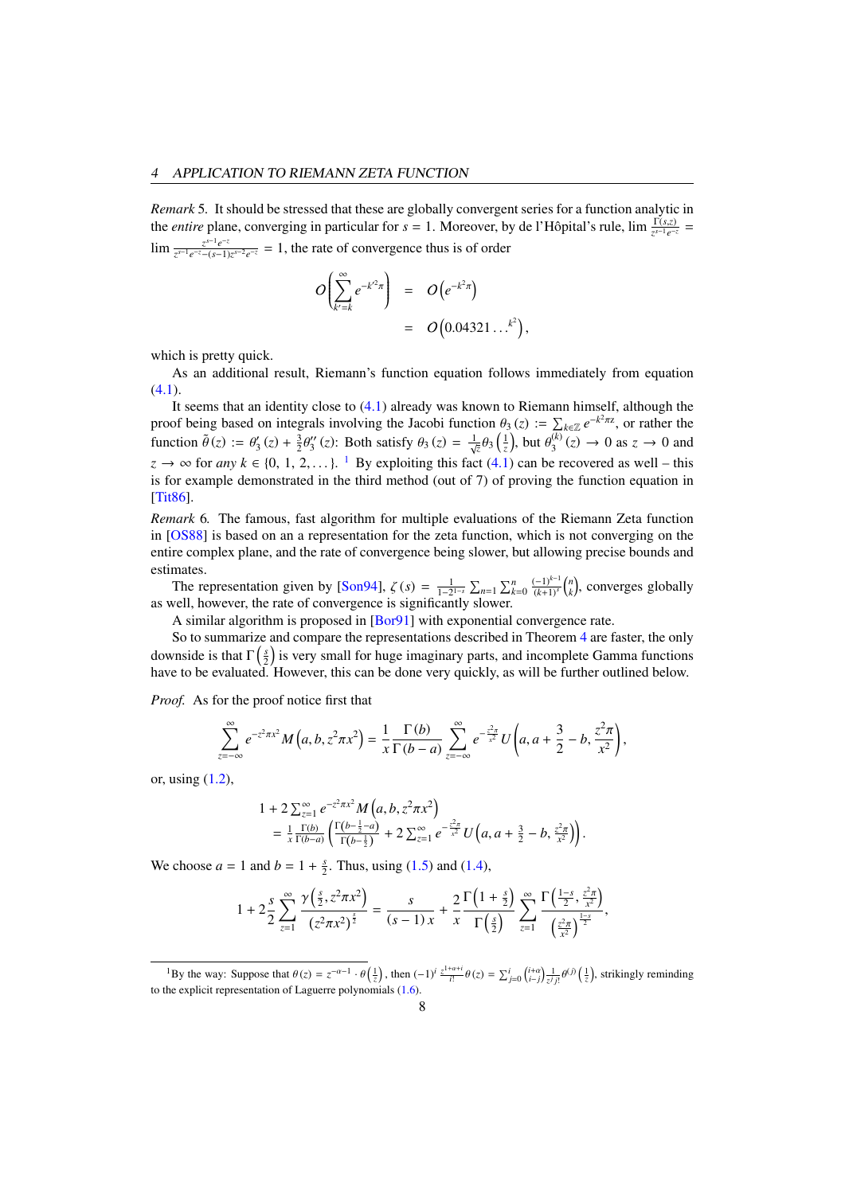*Remark* 5. It should be stressed that these are globally convergent series for a function analytic in the *entire* plane, converging in particular for $s = 1$. Moreover, by de l'Hôpital's rule, $\lim \frac{\Gamma(s,z)}{z^{s-1}e^{-z}} = \lim \frac{z^{s-1}e^{-z}}{z^{s-1}e^{-z}-(s-1)z^{s-2}e^{-z}} = 1$, the rate of convergence thus is of order

$$
\begin{aligned}
O\left(\sum_{k'=k}^{\infty} e^{-k'^2\pi}\right) &= O\left(e^{-k^2\pi}\right) \\
&= O\left(0.04321\ldots^{k^2}\right),
\end{aligned}
$$

which is pretty quick.

As an additional result, Riemann's function equation follows immediately from equation (4.1).

It seems that an identity close to (4.1) already was known to Riemann himself, although the proof being based on integrals involving the Jacobi function $\theta_3(z) := \sum_{k\in\mathbb{Z}} e^{-k^2\pi z}$, or rather the function $\tilde{\theta}(z) := \theta_3'(z) + \frac{3}{2}\theta_3''(z)$: Both satisfy $\theta_3(z) = \frac{1}{\sqrt{z}}\theta_3\left(\frac{1}{z}\right)$, but $\theta_3^{(k)}(z) \to 0$ as $z \to 0$ and $z \to \infty$ for *any* $k \in \{0, 1, 2, \ldots\}$. [1] By exploiting this fact (4.1) can be recovered as well – this is for example demonstrated in the third method (out of 7) of proving the function equation in [Tit86].

*Remark* 6. The famous, fast algorithm for multiple evaluations of the Riemann Zeta function in [OS88] is based on an a representation for the zeta function, which is not converging on the entire complex plane, and the rate of convergence being slower, but allowing precise bounds and estimates.

The representation given by [Son94], $\zeta(s) = \frac{1}{1-2^{1-s}}\sum_{n=1}\sum_{k=0}^{n}\frac{(-1)^{k-1}}{(k+1)^s}\binom{n}{k}$, converges globally as well, however, the rate of convergence is significantly slower.

A similar algorithm is proposed in [Bor91] with exponential convergence rate.

So to summarize and compare the representations described in Theorem 4 are faster, the only downside is that $\Gamma\left(\frac{s}{2}\right)$ is very small for huge imaginary parts, and incomplete Gamma functions have to be evaluated. However, this can be done very quickly, as will be further outlined below.

*Proof.* As for the proof notice first that

$$
\sum_{z=-\infty}^{\infty} e^{-z^2\pi x^2} M\left(a, b, z^2\pi x^2\right) = \frac{1}{x}\frac{\Gamma(b)}{\Gamma(b-a)}\sum_{z=-\infty}^{\infty} e^{-\frac{z^2\pi}{x^2}} U\left(a, a+\frac{3}{2}-b, \frac{z^2\pi}{x^2}\right),
$$

or, using (1.2),

$$
\begin{aligned}
&1 + 2\sum_{z=1}^{\infty} e^{-z^2\pi x^2} M\left(a, b, z^2\pi x^2\right) \\
&\quad = \frac{1}{x}\frac{\Gamma(b)}{\Gamma(b-a)}\left(\frac{\Gamma\left(b-\frac{1}{2}-a\right)}{\Gamma\left(b-\frac{1}{2}\right)} + 2\sum_{z=1}^{\infty} e^{-\frac{z^2\pi}{x^2}} U\left(a, a+\frac{3}{2}-b, \frac{z^2\pi}{x^2}\right)\right).
\end{aligned}
$$

We choose $a = 1$ and $b = 1 + \frac{s}{2}$. Thus, using (1.5) and (1.4),

$$
1 + 2\frac{s}{2}\sum_{z=1}^{\infty}\frac{\gamma\left(\frac{s}{2}, z^2\pi x^2\right)}{\left(z^2\pi x^2\right)^{\frac{s}{2}}} = \frac{s}{(s-1)x} + \frac{2}{x}\frac{\Gamma\left(1+\frac{s}{2}\right)}{\Gamma\left(\frac{s}{2}\right)}\sum_{z=1}^{\infty}\frac{\Gamma\left(\frac{1-s}{2}, \frac{z^2\pi}{x^2}\right)}{\left(\frac{z^2\pi}{x^2}\right)^{\frac{1-s}{2}}},
$$

[1] By the way: Suppose that $\theta(z) = z^{-\alpha-1}\cdot\theta\left(\frac{1}{z}\right)$, then $(-1)^i\frac{z^{1+\alpha+i}}{i!}\theta(z) = \sum_{j=0}^{i}\binom{i+\alpha}{i-j}\frac{1}{z^j j!}\theta^{(j)}\left(\frac{1}{z}\right)$, strikingly reminding to the explicit representation of Laguerre polynomials (1.6).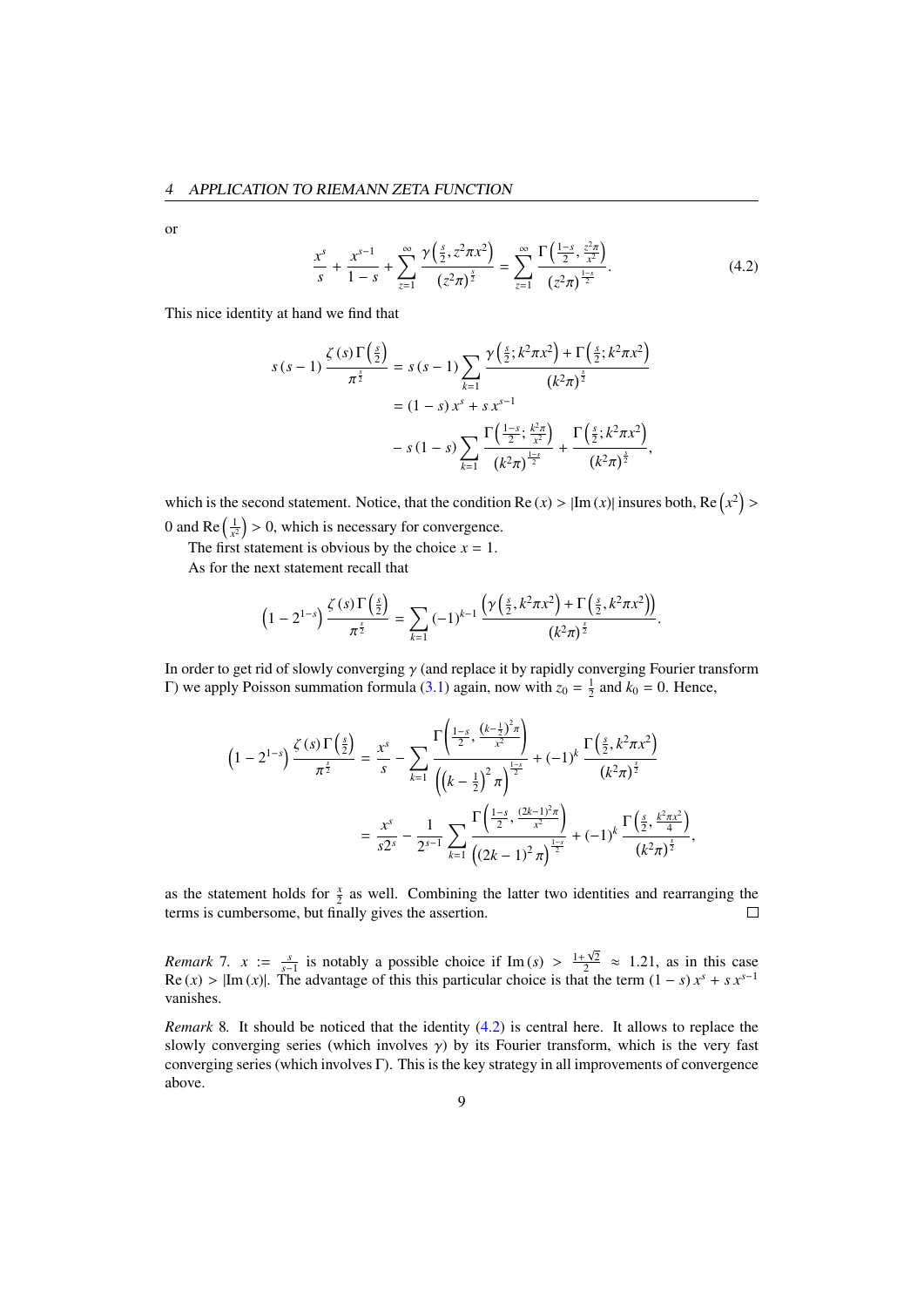or

$$\frac{x^s}{s} + \frac{x^{s-1}}{1-s} + \sum_{z=1}^{\infty} \frac{\gamma\left(\frac{s}{2}, z^2\pi x^2\right)}{\left(z^2\pi\right)^{\frac{s}{2}}} = \sum_{z=1}^{\infty} \frac{\Gamma\left(\frac{1-s}{2}, \frac{z^2\pi}{x^2}\right)}{\left(z^2\pi\right)^{\frac{1-s}{2}}}. \tag{4.2}$$

This nice identity at hand we find that

$$\begin{aligned}
s(s-1)\frac{\zeta(s)\,\Gamma\left(\frac{s}{2}\right)}{\pi^{\frac{s}{2}}} &= s(s-1)\sum_{k=1} \frac{\gamma\left(\frac{s}{2}; k^2\pi x^2\right) + \Gamma\left(\frac{s}{2}; k^2\pi x^2\right)}{\left(k^2\pi\right)^{\frac{s}{2}}} \\
&= (1-s)\,x^s + s\,x^{s-1} \\
&\quad - s(1-s)\sum_{k=1} \frac{\Gamma\left(\frac{1-s}{2}; \frac{k^2\pi}{x^2}\right)}{\left(k^2\pi\right)^{\frac{1-s}{2}}} + \frac{\Gamma\left(\frac{s}{2}; k^2\pi x^2\right)}{\left(k^2\pi\right)^{\frac{s}{2}}},
\end{aligned}$$

which is the second statement. Notice, that the condition $\operatorname{Re}(x) > |\operatorname{Im}(x)|$ insures both, $\operatorname{Re}\left(x^2\right) > 0$ and $\operatorname{Re}\left(\frac{1}{x^2}\right) > 0$, which is necessary for convergence.

The first statement is obvious by the choice $x = 1$.

As for the next statement recall that

$$\left(1 - 2^{1-s}\right)\frac{\zeta(s)\,\Gamma\left(\frac{s}{2}\right)}{\pi^{\frac{s}{2}}} = \sum_{k=1} (-1)^{k-1} \frac{\left(\gamma\left(\frac{s}{2}, k^2\pi x^2\right) + \Gamma\left(\frac{s}{2}, k^2\pi x^2\right)\right)}{\left(k^2\pi\right)^{\frac{s}{2}}}.$$

In order to get rid of slowly converging $\gamma$ (and replace it by rapidly converging Fourier transform $\Gamma$) we apply Poisson summation formula (3.1) again, now with $z_0 = \frac{1}{2}$ and $k_0 = 0$. Hence,

$$\begin{aligned}
\left(1 - 2^{1-s}\right)\frac{\zeta(s)\,\Gamma\left(\frac{s}{2}\right)}{\pi^{\frac{s}{2}}} &= \frac{x^s}{s} - \sum_{k=1} \frac{\Gamma\left(\frac{1-s}{2}, \frac{\left(k-\frac{1}{2}\right)^2\pi}{x^2}\right)}{\left(\left(k-\frac{1}{2}\right)^2\pi\right)^{\frac{1-s}{2}}} + (-1)^k \frac{\Gamma\left(\frac{s}{2}, k^2\pi x^2\right)}{\left(k^2\pi\right)^{\frac{s}{2}}} \\
&= \frac{x^s}{s2^s} - \frac{1}{2^{s-1}}\sum_{k=1} \frac{\Gamma\left(\frac{1-s}{2}, \frac{(2k-1)^2\pi}{x^2}\right)}{\left((2k-1)^2\pi\right)^{\frac{1-s}{2}}} + (-1)^k \frac{\Gamma\left(\frac{s}{2}, \frac{k^2\pi x^2}{4}\right)}{\left(k^2\pi\right)^{\frac{s}{2}}},
\end{aligned}$$

as the statement holds for $\frac{x}{2}$ as well. Combining the latter two identities and rearranging the terms is cumbersome, but finally gives the assertion. $\square$

*Remark* 7. $x := \frac{s}{s-1}$ is notably a possible choice if $\operatorname{Im}(s) > \frac{1+\sqrt{2}}{2} \approx 1.21$, as in this case $\operatorname{Re}(x) > |\operatorname{Im}(x)|$. The advantage of this this particular choice is that the term $(1-s)\,x^s + s\,x^{s-1}$ vanishes.

*Remark* 8. It should be noticed that the identity (4.2) is central here. It allows to replace the slowly converging series (which involves $\gamma$) by its Fourier transform, which is the very fast converging series (which involves $\Gamma$). This is the key strategy in all improvements of convergence above.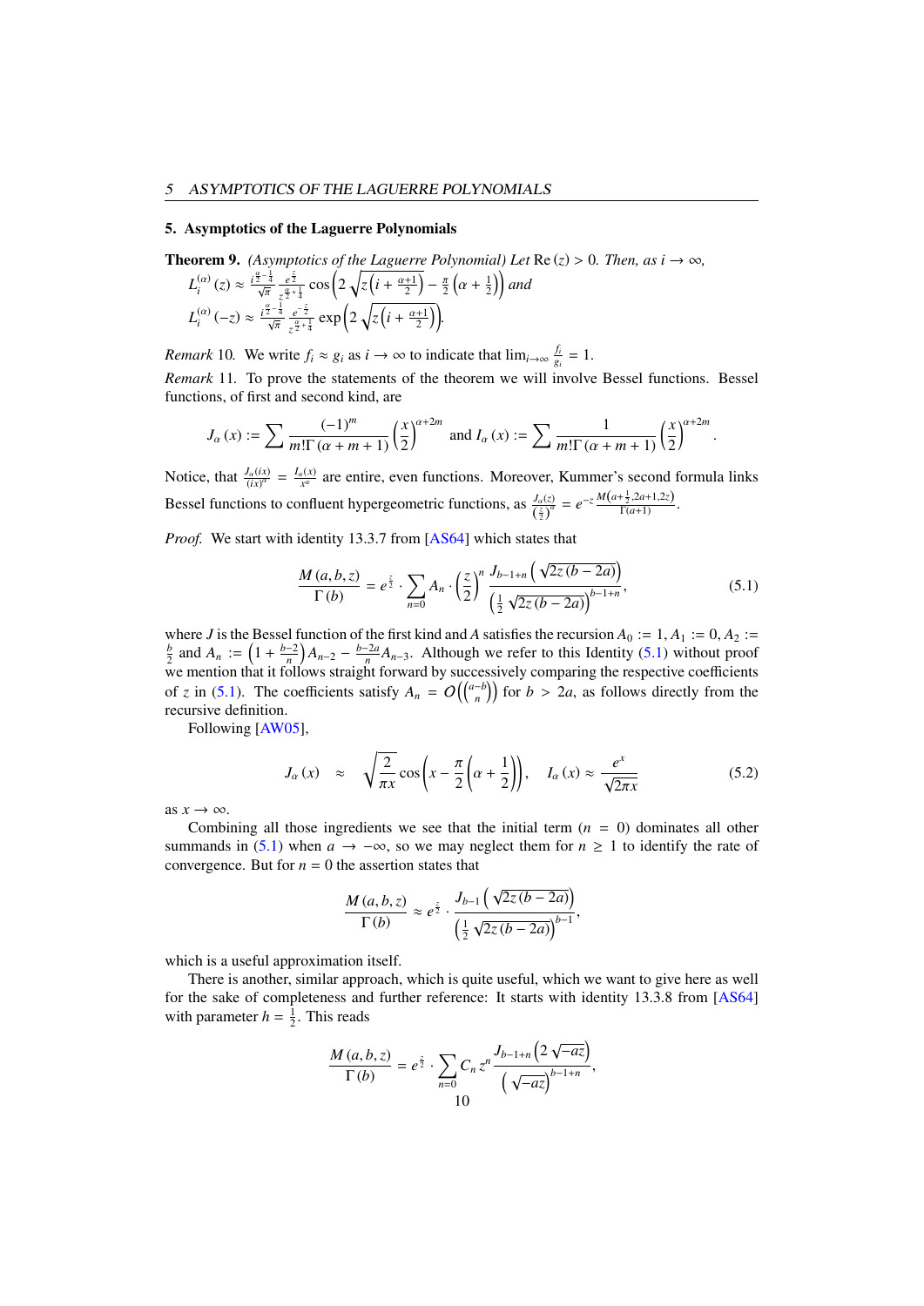## 5. Asymptotics of the Laguerre Polynomials

**Theorem 9.** *(Asymptotics of the Laguerre Polynomial) Let* $\operatorname{Re}(z) > 0$*. Then, as* $i \to \infty$*,*
$L_i^{(\alpha)}(z) \approx \frac{i^{\frac{\alpha}{2}-\frac{1}{4}}}{\sqrt{\pi}} \frac{e^{\frac{z}{2}}}{z^{\frac{\alpha}{2}+\frac{1}{4}}} \cos\left(2\sqrt{z\left(i+\frac{\alpha+1}{2}\right)} - \frac{\pi}{2}\left(\alpha+\frac{1}{2}\right)\right)$ *and*
$L_i^{(\alpha)}(-z) \approx \frac{i^{\frac{\alpha}{2}-\frac{1}{4}}}{\sqrt{\pi}} \frac{e^{-\frac{z}{2}}}{z^{\frac{\alpha}{2}+\frac{1}{4}}} \exp\left(2\sqrt{z\left(i+\frac{\alpha+1}{2}\right)}\right)$.

*Remark* 10. We write $f_i \approx g_i$ as $i \to \infty$ to indicate that $\lim_{i\to\infty} \frac{f_i}{g_i} = 1$.

*Remark* 11. To prove the statements of the theorem we will involve Bessel functions. Bessel functions, of first and second kind, are

$$J_\alpha(x) := \sum \frac{(-1)^m}{m!\Gamma(\alpha+m+1)} \left(\frac{x}{2}\right)^{\alpha+2m} \text{ and } I_\alpha(x) := \sum \frac{1}{m!\Gamma(\alpha+m+1)} \left(\frac{x}{2}\right)^{\alpha+2m}.$$

Notice, that $\frac{J_\alpha(ix)}{(ix)^\alpha} = \frac{I_\alpha(x)}{x^\alpha}$ are entire, even functions. Moreover, Kummer's second formula links Bessel functions to confluent hypergeometric functions, as $\frac{J_\alpha(z)}{\left(\frac{z}{2}\right)^\alpha} = e^{-z} \frac{M\left(\alpha+\frac{1}{2}, 2\alpha+1, 2z\right)}{\Gamma(\alpha+1)}$.

*Proof.* We start with identity 13.3.7 from [AS64] which states that

$$\frac{M(a,b,z)}{\Gamma(b)} = e^{\frac{z}{2}} \cdot \sum_{n=0} A_n \cdot \left(\frac{z}{2}\right)^n \frac{J_{b-1+n}\left(\sqrt{2z(b-2a)}\right)}{\left(\frac{1}{2}\sqrt{2z(b-2a)}\right)^{b-1+n}}, \tag{5.1}$$

where $J$ is the Bessel function of the first kind and $A$ satisfies the recursion $A_0 := 1, A_1 := 0, A_2 := \frac{b}{2}$ and $A_n := \left(1 + \frac{b-2}{n}\right) A_{n-2} - \frac{b-2a}{n} A_{n-3}$. Although we refer to this Identity (5.1) without proof we mention that it follows straight forward by successively comparing the respective coefficients of $z$ in (5.1). The coefficients satisfy $A_n = O\left(\binom{a-b}{n}\right)$ for $b > 2a$, as follows directly from the recursive definition.

Following [AW05],

$$J_\alpha(x) \quad \approx \quad \sqrt{\frac{2}{\pi x}} \cos\left(x - \frac{\pi}{2}\left(\alpha + \frac{1}{2}\right)\right), \quad I_\alpha(x) \approx \frac{e^x}{\sqrt{2\pi x}} \tag{5.2}$$

as $x \to \infty$.

Combining all those ingredients we see that the initial term ($n = 0$) dominates all other summands in (5.1) when $a \to -\infty$, so we may neglect them for $n \geq 1$ to identify the rate of convergence. But for $n = 0$ the assertion states that

$$\frac{M(a,b,z)}{\Gamma(b)} \approx e^{\frac{z}{2}} \cdot \frac{J_{b-1}\left(\sqrt{2z(b-2a)}\right)}{\left(\frac{1}{2}\sqrt{2z(b-2a)}\right)^{b-1}},$$

which is a useful approximation itself.

There is another, similar approach, which is quite useful, which we want to give here as well for the sake of completeness and further reference: It starts with identity 13.3.8 from [AS64] with parameter $h = \frac{1}{2}$. This reads

$$\frac{M(a,b,z)}{\Gamma(b)} = e^{\frac{z}{2}} \cdot \sum_{n=0} C_n z^n \frac{J_{b-1+n}\left(2\sqrt{-az}\right)}{\left(\sqrt{-az}\right)^{b-1+n}},$$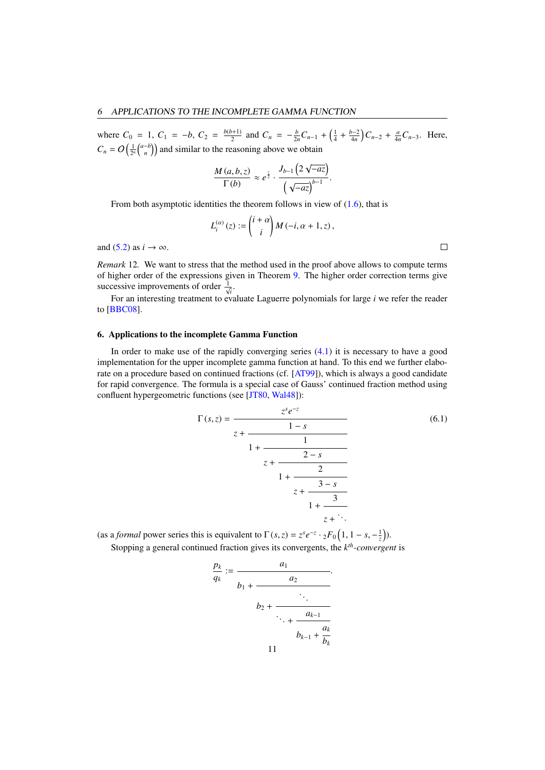where $C_0 = 1$, $C_1 = -b$, $C_2 = \frac{b(b+1)}{2}$ and $C_n = -\frac{b}{2n}C_{n-1} + \left(\frac{1}{4} + \frac{b-2}{4n}\right)C_{n-2} + \frac{a}{4n}C_{n-3}$. Here, $C_n = O\left(\frac{1}{2^n}\binom{a-b}{n}\right)$ and similar to the reasoning above we obtain

$$\frac{M(a,b,z)}{\Gamma(b)} \approx e^{\frac{z}{2}} \cdot \frac{J_{b-1}\left(2\sqrt{-az}\right)}{\left(\sqrt{-az}\right)^{b-1}}.$$

From both asymptotic identities the theorem follows in view of (1.6), that is

$$L_i^{(\alpha)}(z) := \binom{i+\alpha}{i} M(-i, \alpha+1, z),$$

and (5.2) as $i \to \infty$. □

*Remark* 12. We want to stress that the method used in the proof above allows to compute terms of higher order of the expressions given in Theorem 9. The higher order correction terms give successive improvements of order $\frac{1}{\sqrt{i}}$.

For an interesting treatment to evaluate Laguerre polynomials for large $i$ we refer the reader to [BBC08].

## 6. Applications to the incomplete Gamma Function

In order to make use of the rapidly converging series (4.1) it is necessary to have a good implementation for the upper incomplete gamma function at hand. To this end we further elaborate on a procedure based on continued fractions (cf. [AT99]), which is always a good candidate for rapid convergence. The formula is a special case of Gauss' continued fraction method using confluent hypergeometric functions (see [JT80, Wal48]):

$$\Gamma(s,z) = \cfrac{z^s e^{-z}}{z + \cfrac{1-s}{1 + \cfrac{1}{z + \cfrac{2-s}{1 + \cfrac{2}{z + \cfrac{3-s}{1 + \cfrac{3}{z + \ddots}}}}}}} \tag{6.1}$$

(as a *formal* power series this is equivalent to $\Gamma(s,z) = z^s e^{-z} \cdot {}_2F_0\left(1, 1-s, -\frac{1}{z}\right)$).

Stopping a general continued fraction gives its convergents, the $k^{th}$-*convergent* is

$$\frac{p_k}{q_k} := \cfrac{a_1}{b_1 + \cfrac{a_2}{b_2 + \cfrac{\ddots}{\ddots + \cfrac{a_{k-1}}{b_{k-1} + \cfrac{a_k}{b_k}}}}}.$$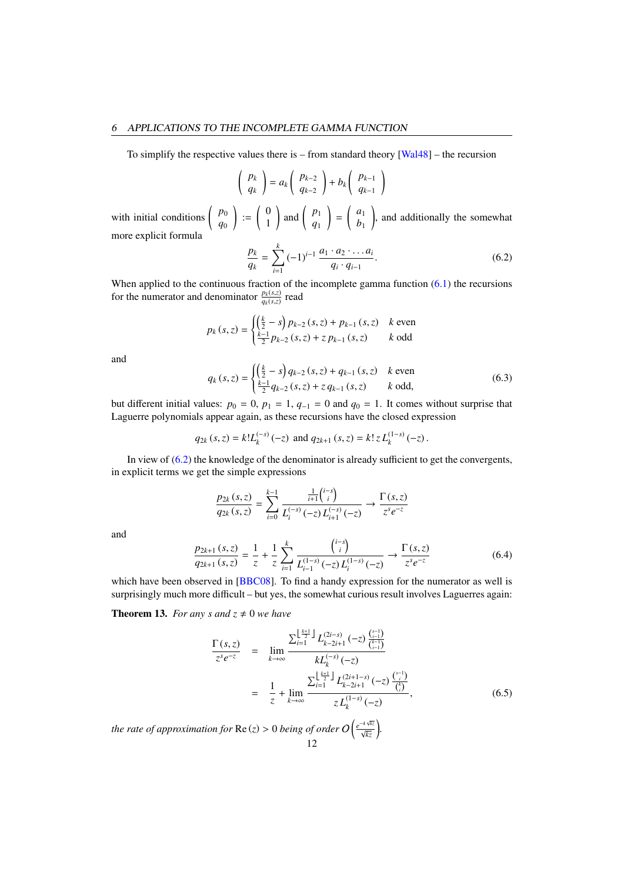To simplify the respective values there is – from standard theory [Wal48] – the recursion

$$\begin{pmatrix} p_k \\ q_k \end{pmatrix} = a_k \begin{pmatrix} p_{k-2} \\ q_{k-2} \end{pmatrix} + b_k \begin{pmatrix} p_{k-1} \\ q_{k-1} \end{pmatrix}$$

with initial conditions $\begin{pmatrix} p_0 \\ q_0 \end{pmatrix} := \begin{pmatrix} 0 \\ 1 \end{pmatrix}$ and $\begin{pmatrix} p_1 \\ q_1 \end{pmatrix} = \begin{pmatrix} a_1 \\ b_1 \end{pmatrix}$, and additionally the somewhat more explicit formula

$$\frac{p_k}{q_k} = \sum_{i=1}^{k} (-1)^{i-1} \frac{a_1 \cdot a_2 \cdot \ldots a_i}{q_i \cdot q_{i-1}}. \tag{6.2}$$

When applied to the continuous fraction of the incomplete gamma function (6.1) the recursions for the numerator and denominator $\frac{p_k(s,z)}{q_k(s,z)}$ read

$$p_k(s,z) = \begin{cases} \left(\frac{k}{2} - s\right) p_{k-2}(s,z) + p_{k-1}(s,z) & k \text{ even} \\ \frac{k-1}{2} p_{k-2}(s,z) + z\, p_{k-1}(s,z) & k \text{ odd} \end{cases}$$

and

$$q_k(s,z) = \begin{cases} \left(\frac{k}{2} - s\right) q_{k-2}(s,z) + q_{k-1}(s,z) & k \text{ even} \\ \frac{k-1}{2} q_{k-2}(s,z) + z\, q_{k-1}(s,z) & k \text{ odd,} \end{cases} \tag{6.3}$$

but different initial values: $p_0 = 0$, $p_1 = 1$, $q_{-1} = 0$ and $q_0 = 1$. It comes without surprise that Laguerre polynomials appear again, as these recursions have the closed expression

$$q_{2k}(s,z) = k! L_k^{(-s)}(-z) \text{ and } q_{2k+1}(s,z) = k!\, z\, L_k^{(1-s)}(-z).$$

In view of (6.2) the knowledge of the denominator is already sufficient to get the convergents, in explicit terms we get the simple expressions

$$\frac{p_{2k}(s,z)}{q_{2k}(s,z)} = \sum_{i=0}^{k-1} \frac{\frac{1}{i+1}\binom{i-s}{i}}{L_i^{(-s)}(-z)\, L_{i+1}^{(-s)}(-z)} \to \frac{\Gamma(s,z)}{z^s e^{-z}}$$

and

$$\frac{p_{2k+1}(s,z)}{q_{2k+1}(s,z)} = \frac{1}{z} + \frac{1}{z} \sum_{i=1}^{k} \frac{\binom{i-s}{i}}{L_{i-1}^{(1-s)}(-z)\, L_i^{(1-s)}(-z)} \to \frac{\Gamma(s,z)}{z^s e^{-z}} \tag{6.4}$$

which have been observed in [BBC08]. To find a handy expression for the numerator as well is surprisingly much more difficult – but yes, the somewhat curious result involves Laguerres again:

**Theorem 13.** *For any $s$ and $z \neq 0$ we have*

$$\begin{aligned} \frac{\Gamma(s,z)}{z^s e^{-z}} &= \lim_{k \to \infty} \frac{\sum_{i=1}^{\left\lfloor \frac{k+1}{2} \right\rfloor} L_{k-2i+1}^{(2i-s)}(-z)\, \frac{\binom{s-1}{i-1}}{\binom{k-1}{i-1}}}{k L_k^{(-s)}(-z)} \\ &= \frac{1}{z} + \lim_{k \to \infty} \frac{\sum_{i=1}^{\left\lfloor \frac{k+1}{2} \right\rfloor} L_{k-2i+1}^{(2i+1-s)}(-z)\, \frac{\binom{s-1}{i}}{\binom{k}{i}}}{z\, L_k^{(1-s)}(-z)}, \end{aligned} \tag{6.5}$$

*the rate of approximation for* $\mathrm{Re}(z) > 0$ *being of order* $O\left(\frac{e^{-4\sqrt{kz}}}{\sqrt{kz}}\right)$.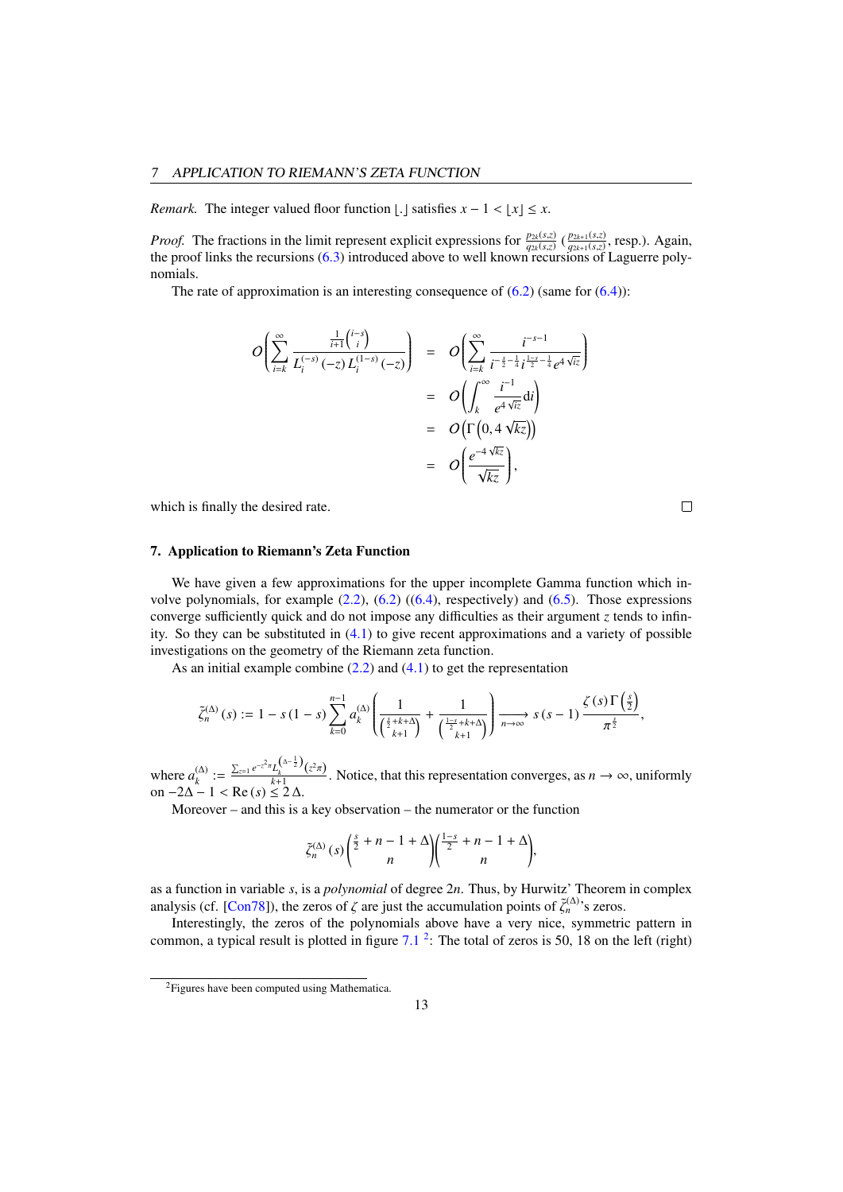*Remark.* The integer valued floor function $\lfloor . \rfloor$ satisfies $x - 1 < \lfloor x \rfloor \leq x$.

*Proof.* The fractions in the limit represent explicit expressions for $\frac{p_{2k}(s,z)}{q_{2k}(s,z)}$ ($\frac{p_{2k+1}(s,z)}{q_{2k+1}(s,z)}$, resp.). Again, the proof links the recursions (6.3) introduced above to well known recursions of Laguerre polynomials.

The rate of approximation is an interesting consequence of (6.2) (same for (6.4)):

$$
\begin{aligned}
O\left(\sum_{i=k}^{\infty} \frac{\frac{1}{i+1}\binom{i-s}{i}}{L_i^{(-s)}(-z)\, L_i^{(1-s)}(-z)}\right) &= O\left(\sum_{i=k}^{\infty} \frac{i^{-s-1}}{i^{-\frac{s}{2}-\frac{1}{4}}\, i^{\frac{1-s}{2}-\frac{1}{4}}\, e^{4\sqrt{iz}}}\right) \\
&= O\left(\int_k^{\infty} \frac{i^{-1}}{e^{4\sqrt{iz}}} \mathrm{d}i\right) \\
&= O\left(\Gamma\left(0, 4\sqrt{kz}\right)\right) \\
&= O\left(\frac{e^{-4\sqrt{kz}}}{\sqrt{kz}}\right),
\end{aligned}
$$

which is finally the desired rate. $\square$

## 7. Application to Riemann's Zeta Function

We have given a few approximations for the upper incomplete Gamma function which involve polynomials, for example (2.2), (6.2) ((6.4), respectively) and (6.5). Those expressions converge sufficiently quick and do not impose any difficulties as their argument $z$ tends to infinity. So they can be substituted in (4.1) to give recent approximations and a variety of possible investigations on the geometry of the Riemann zeta function.

As an initial example combine (2.2) and (4.1) to get the representation

$$
\tilde{\zeta}_n^{(\Delta)}(s) := 1 - s(1-s) \sum_{k=0}^{n-1} a_k^{(\Delta)} \left( \frac{1}{\binom{\frac{s}{2}+k+\Delta}{k+1}} + \frac{1}{\binom{\frac{1-s}{2}+k+\Delta}{k+1}} \right) \xrightarrow[n\to\infty]{} s(s-1)\frac{\zeta(s)\,\Gamma\left(\frac{s}{2}\right)}{\pi^{\frac{s}{2}}},
$$

where $a_k^{(\Delta)} := \frac{\sum_{z=1} e^{-z^2\pi} L_k^{\left(\Delta-\frac{1}{2}\right)}(z^2\pi)}{k+1}$. Notice, that this representation converges, as $n \to \infty$, uniformly on $-2\Delta - 1 < \operatorname{Re}(s) \leq 2\Delta$.

Moreover – and this is a key observation – the numerator or the function

$$
\tilde{\zeta}_n^{(\Delta)}(s) \binom{\frac{s}{2}+n-1+\Delta}{n} \binom{\frac{1-s}{2}+n-1+\Delta}{n},
$$

as a function in variable $s$, is a *polynomial* of degree $2n$. Thus, by Hurwitz' Theorem in complex analysis (cf. [Con78]), the zeros of $\zeta$ are just the accumulation points of $\tilde{\zeta}_n^{(\Delta)}$'s zeros.

Interestingly, the zeros of the polynomials above have a very nice, symmetric pattern in common, a typical result is plotted in figure 7.1 [2]: The total of zeros is 50, 18 on the left (right)

[2] Figures have been computed using Mathematica.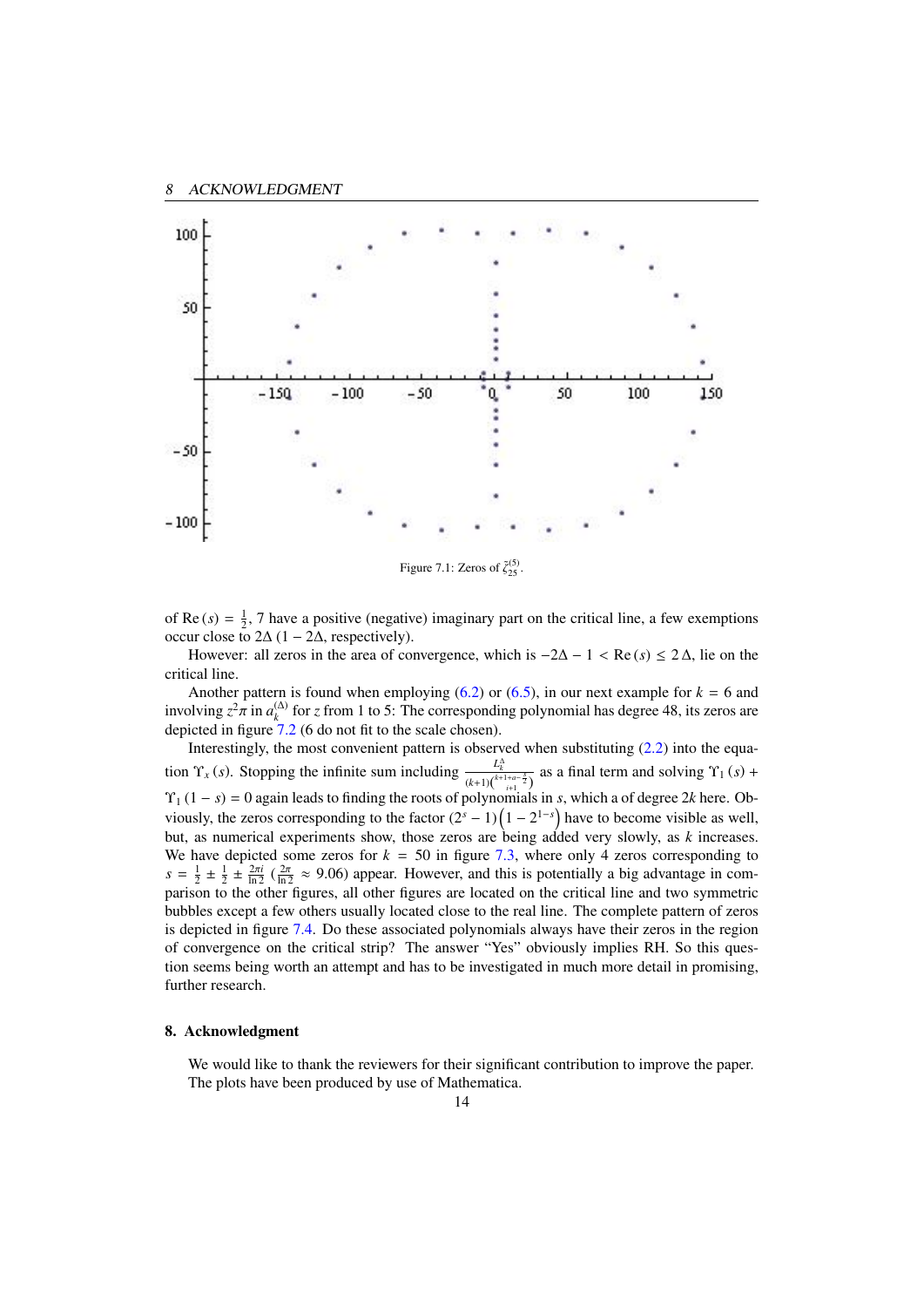Figure 7.1: Zeros of $\tilde{\zeta}_{25}^{(5)}$.

of $\mathrm{Re}(s) = \frac{1}{2}$, 7 have a positive (negative) imaginary part on the critical line, a few exemptions occur close to $2\Delta$ ($1 - 2\Delta$, respectively).

However: all zeros in the area of convergence, which is $-2\Delta - 1 < \mathrm{Re}(s) \leq 2\Delta$, lie on the critical line.

Another pattern is found when employing (6.2) or (6.5), in our next example for $k = 6$ and involving $z^2\pi$ in $a_k^{(\Delta)}$ for $z$ from 1 to 5: The corresponding polynomial has degree 48, its zeros are depicted in figure 7.2 (6 do not fit to the scale chosen).

Interestingly, the most convenient pattern is observed when substituting (2.2) into the equation $\Upsilon_x(s)$. Stopping the infinite sum including $\frac{L_k^\Delta}{(k+1)\binom{k+1+a-\frac{s}{2}}{i+1}}$ as a final term and solving $\Upsilon_1(s) + \Upsilon_1(1-s) = 0$ again leads to finding the roots of polynomials in $s$, which a of degree $2k$ here. Obviously, the zeros corresponding to the factor $(2^s - 1)\left(1 - 2^{1-s}\right)$ have to become visible as well, but, as numerical experiments show, those zeros are being added very slowly, as $k$ increases. We have depicted some zeros for $k = 50$ in figure 7.3, where only 4 zeros corresponding to $s = \frac{1}{2} \pm \frac{1}{2} \pm \frac{2\pi i}{\ln 2}$ ($\frac{2\pi}{\ln 2} \approx 9.06$) appear. However, and this is potentially a big advantage in comparison to the other figures, all other figures are located on the critical line and two symmetric bubbles except a few others usually located close to the real line. The complete pattern of zeros is depicted in figure 7.4. Do these associated polynomials always have their zeros in the region of convergence on the critical strip? The answer "Yes" obviously implies RH. So this question seems being worth an attempt and has to be investigated in much more detail in promising, further research.

## 8. Acknowledgment

We would like to thank the reviewers for their significant contribution to improve the paper. The plots have been produced by use of Mathematica.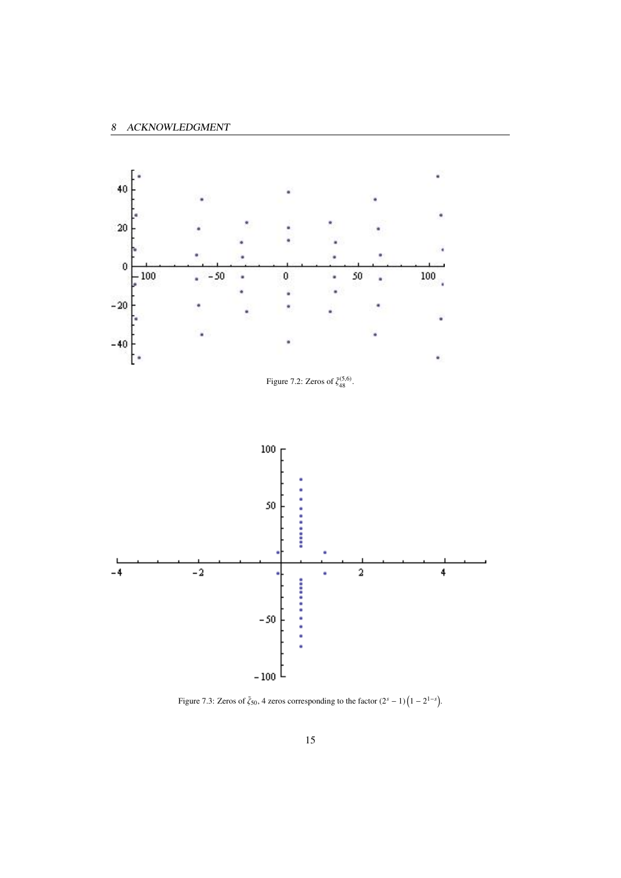Figure 7.2: Zeros of $\tilde{\zeta}_{48}^{(5,6)}$.

Figure 7.3: Zeros of $\tilde{\zeta}_{50}$, 4 zeros corresponding to the factor $(2^s - 1)\left(1 - 2^{1-s}\right)$.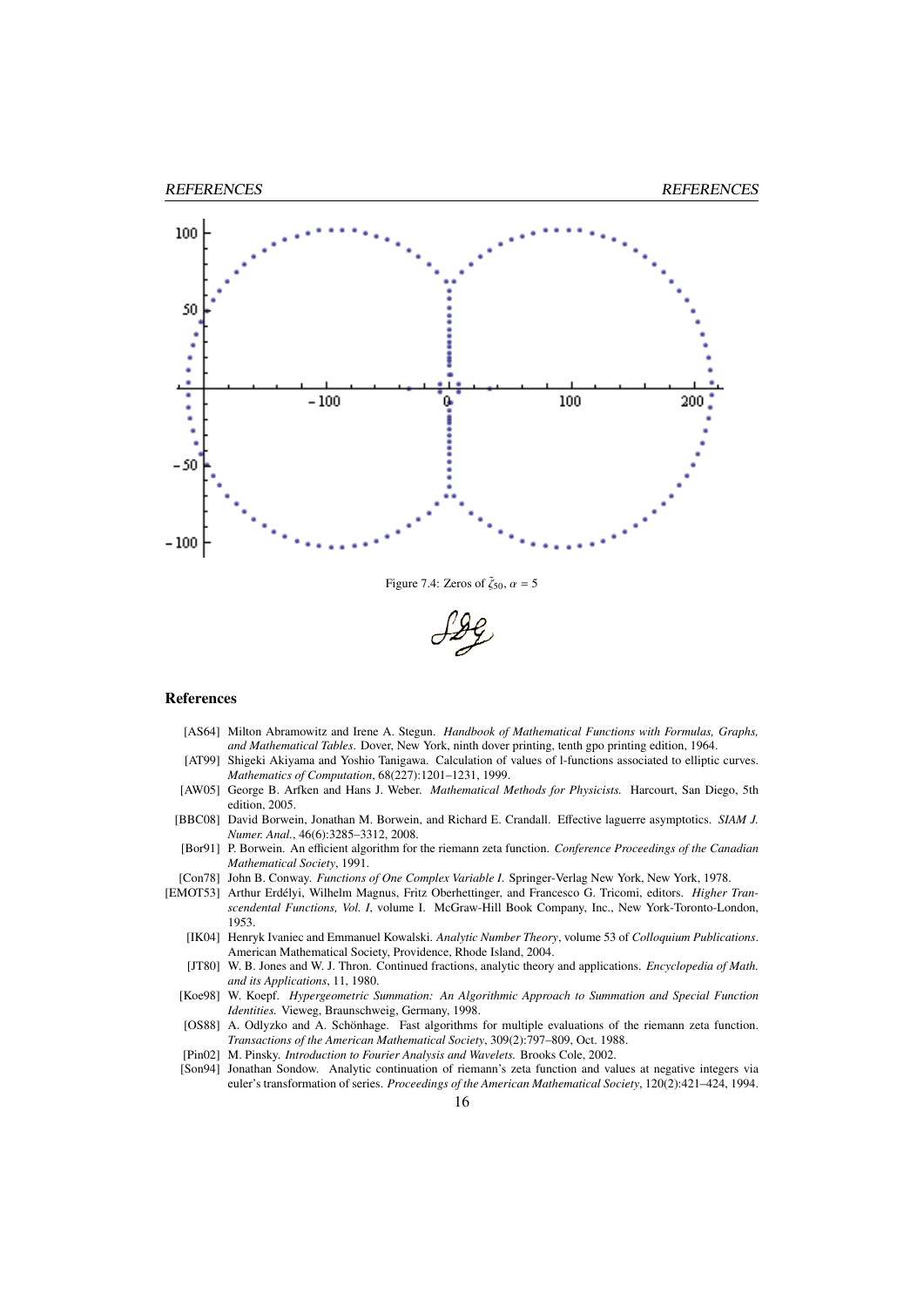Figure 7.4: Zeros of $\tilde{\zeta}_{50}$, $\alpha = 5$

## References

[AS64] Milton Abramowitz and Irene A. Stegun. *Handbook of Mathematical Functions with Formulas, Graphs, and Mathematical Tables*. Dover, New York, ninth dover printing, tenth gpo printing edition, 1964.

[AT99] Shigeki Akiyama and Yoshio Tanigawa. Calculation of values of l-functions associated to elliptic curves. *Mathematics of Computation*, 68(227):1201–1231, 1999.

[AW05] George B. Arfken and Hans J. Weber. *Mathematical Methods for Physicists.* Harcourt, San Diego, 5th edition, 2005.

[BBC08] David Borwein, Jonathan M. Borwein, and Richard E. Crandall. Effective laguerre asymptotics. *SIAM J. Numer. Anal.*, 46(6):3285–3312, 2008.

[Bor91] P. Borwein. An efficient algorithm for the riemann zeta function. *Conference Proceedings of the Canadian Mathematical Society*, 1991.

[Con78] John B. Conway. *Functions of One Complex Variable I.* Springer-Verlag New York, New York, 1978.

[EMOT53] Arthur Erdélyi, Wilhelm Magnus, Fritz Oberhettinger, and Francesco G. Tricomi, editors. *Higher Transcendental Functions, Vol. I*, volume I. McGraw-Hill Book Company, Inc., New York-Toronto-London, 1953.

[IK04] Henryk Ivaniec and Emmanuel Kowalski. *Analytic Number Theory*, volume 53 of *Colloquium Publications*. American Mathematical Society, Providence, Rhode Island, 2004.

[JT80] W. B. Jones and W. J. Thron. Continued fractions, analytic theory and applications. *Encyclopedia of Math. and its Applications*, 11, 1980.

[Koe98] W. Koepf. *Hypergeometric Summation: An Algorithmic Approach to Summation and Special Function Identities.* Vieweg, Braunschweig, Germany, 1998.

[OS88] A. Odlyzko and A. Schönhage. Fast algorithms for multiple evaluations of the riemann zeta function. *Transactions of the American Mathematical Society*, 309(2):797–809, Oct. 1988.

[Pin02] M. Pinsky. *Introduction to Fourier Analysis and Wavelets.* Brooks Cole, 2002.

[Son94] Jonathan Sondow. Analytic continuation of riemann's zeta function and values at negative integers via euler's transformation of series. *Proceedings of the American Mathematical Society*, 120(2):421–424, 1994.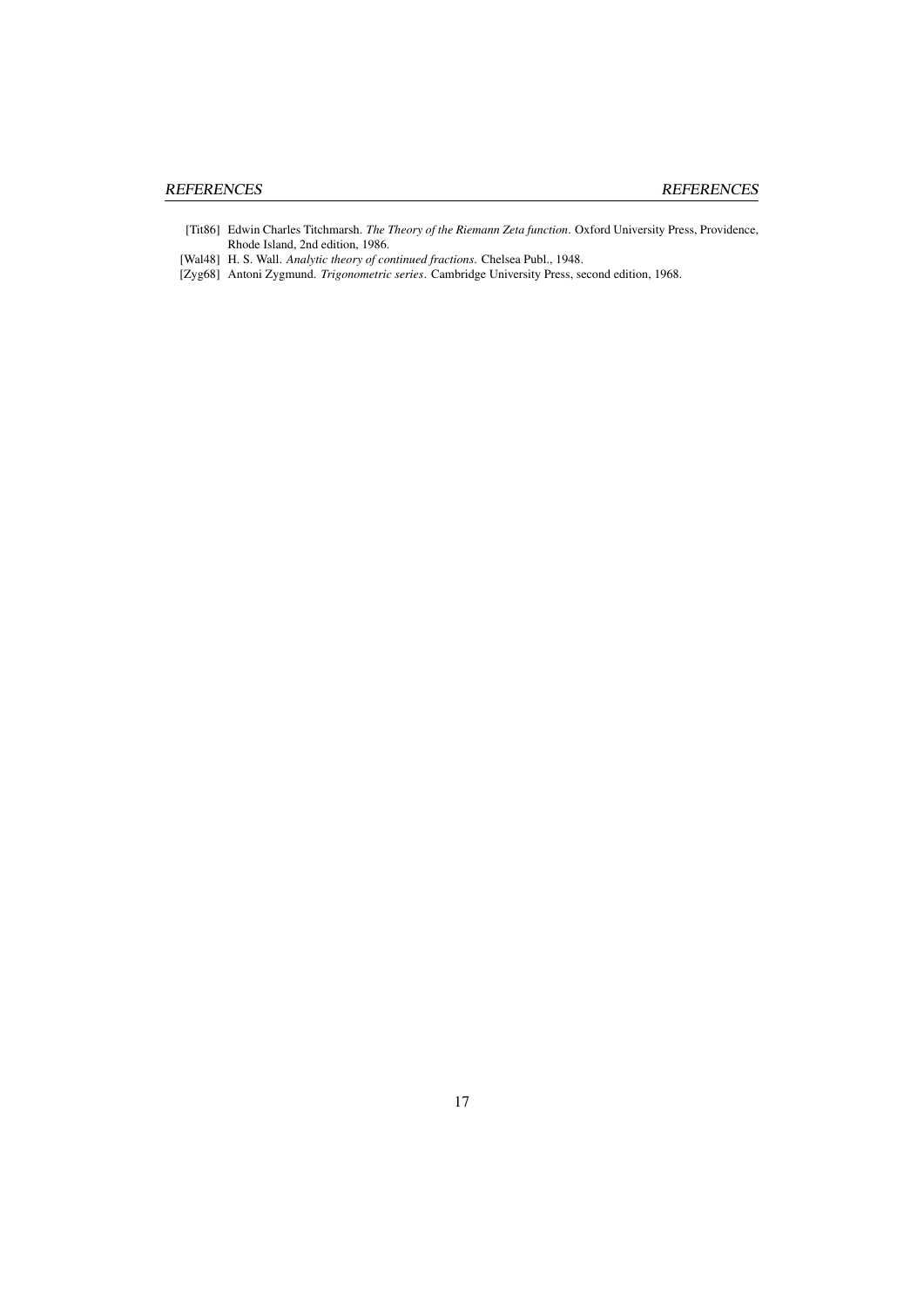[Tit86] Edwin Charles Titchmarsh. *The Theory of the Riemann Zeta function*. Oxford University Press, Providence, Rhode Island, 2nd edition, 1986.

[Wal48] H. S. Wall. *Analytic theory of continued fractions*. Chelsea Publ., 1948.

[Zyg68] Antoni Zygmund. *Trigonometric series*. Cambridge University Press, second edition, 1968.